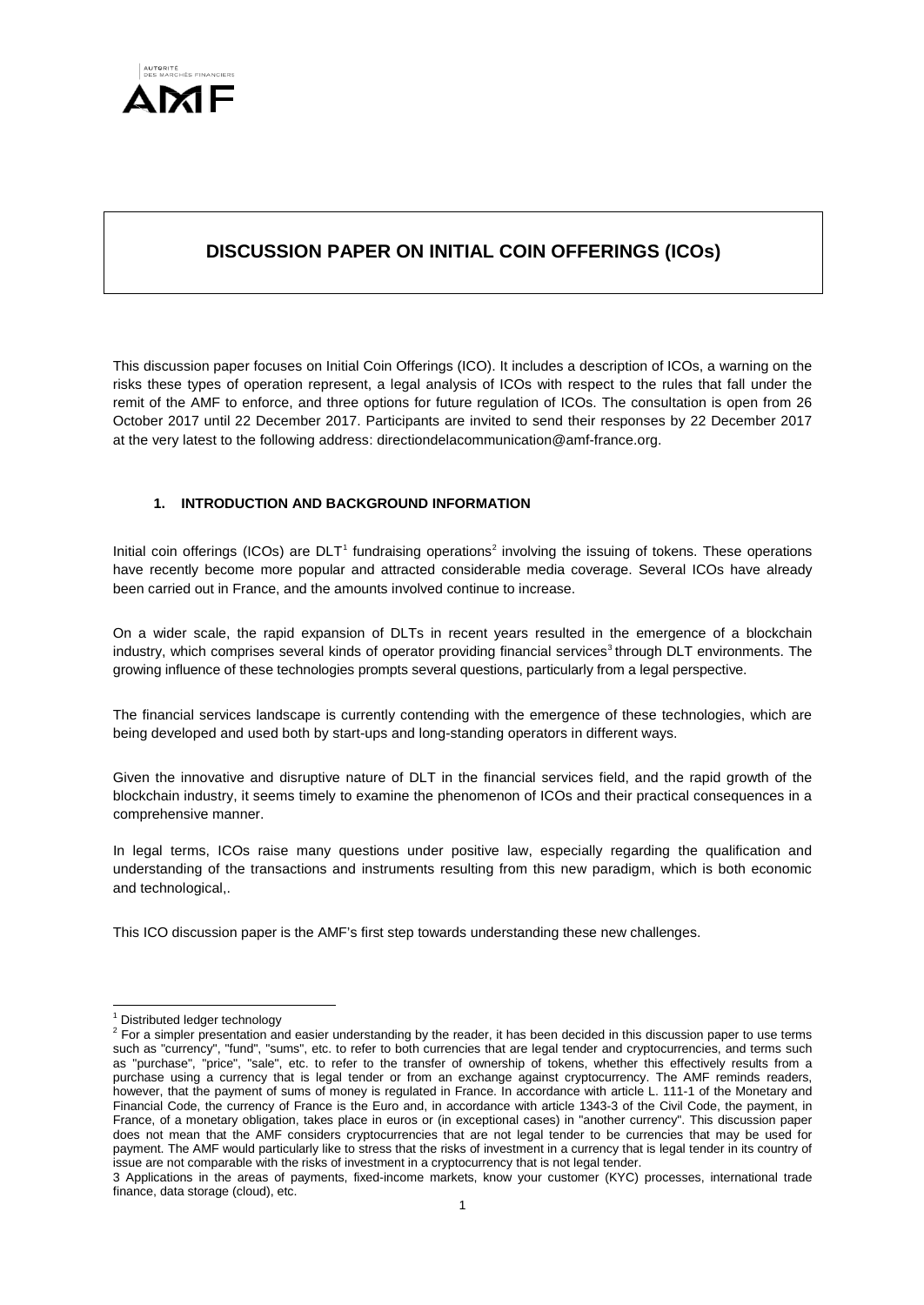AUTORITÉ DES MARCHÉS FINANCIERS

AMF

# DISCUSSION PAPER ON INITIAL COIN OFFERINGS (ICOs)

This discussion paper focuses on Initial Coin Offerings (ICO). It includes a description of ICOs, a warning on the risks these types of operation represent, a legal analysis of ICOs with respect to the rules that fall under the remit of the AMF to enforce, and three options for future regulation of ICOs. The consultation is open from 26 October 2017 until 22 December 2017. Participants are invited to send their responses by 22 December 2017 at the very latest to the following address: directiondelacommunication@amf-france.org.

## 1. INTRODUCTION AND BACKGROUND INFORMATION

Initial coin offerings (ICOs) are DLT[1] fundraising operations[2] involving the issuing of tokens. These operations have recently become more popular and attracted considerable media coverage. Several ICOs have already been carried out in France, and the amounts involved continue to increase.

On a wider scale, the rapid expansion of DLTs in recent years resulted in the emergence of a blockchain industry, which comprises several kinds of operator providing financial services[3] through DLT environments. The growing influence of these technologies prompts several questions, particularly from a legal perspective.

The financial services landscape is currently contending with the emergence of these technologies, which are being developed and used both by start-ups and long-standing operators in different ways.

Given the innovative and disruptive nature of DLT in the financial services field, and the rapid growth of the blockchain industry, it seems timely to examine the phenomenon of ICOs and their practical consequences in a comprehensive manner.

In legal terms, ICOs raise many questions under positive law, especially regarding the qualification and understanding of the transactions and instruments resulting from this new paradigm, which is both economic and technological,.

This ICO discussion paper is the AMF's first step towards understanding these new challenges.

---

[1] Distributed ledger technology

[2] For a simpler presentation and easier understanding by the reader, it has been decided in this discussion paper to use terms such as "currency", "fund", "sums", etc. to refer to both currencies that are legal tender and cryptocurrencies, and terms such as "purchase", "price", "sale", etc. to refer to the transfer of ownership of tokens, whether this effectively results from a purchase using a currency that is legal tender or from an exchange against cryptocurrency. The AMF reminds readers, however, that the payment of sums of money is regulated in France. In accordance with article L. 111-1 of the Monetary and Financial Code, the currency of France is the Euro and, in accordance with article 1343-3 of the Civil Code, the payment, in France, of a monetary obligation, takes place in euros or (in exceptional cases) in "another currency". This discussion paper does not mean that the AMF considers cryptocurrencies that are not legal tender to be currencies that may be used for payment. The AMF would particularly like to stress that the risks of investment in a currency that is legal tender in its country of issue are not comparable with the risks of investment in a cryptocurrency that is not legal tender.

[3] Applications in the areas of payments, fixed-income markets, know your customer (KYC) processes, international trade finance, data storage (cloud), etc.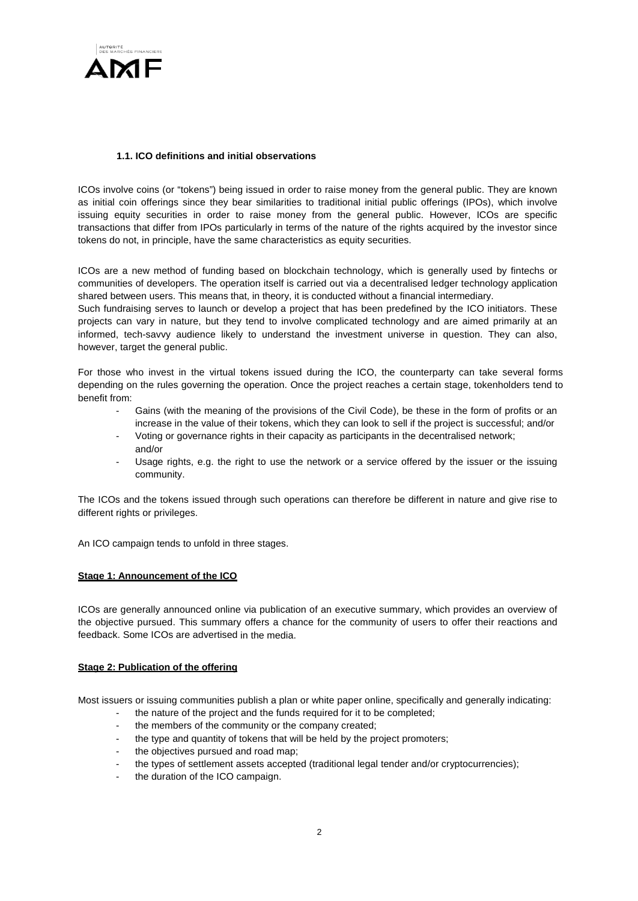### 1.1. ICO definitions and initial observations

ICOs involve coins (or "tokens") being issued in order to raise money from the general public. They are known as initial coin offerings since they bear similarities to traditional initial public offerings (IPOs), which involve issuing equity securities in order to raise money from the general public. However, ICOs are specific transactions that differ from IPOs particularly in terms of the nature of the rights acquired by the investor since tokens do not, in principle, have the same characteristics as equity securities.

ICOs are a new method of funding based on blockchain technology, which is generally used by fintechs or communities of developers. The operation itself is carried out via a decentralised ledger technology application shared between users. This means that, in theory, it is conducted without a financial intermediary.
Such fundraising serves to launch or develop a project that has been predefined by the ICO initiators. These projects can vary in nature, but they tend to involve complicated technology and are aimed primarily at an informed, tech-savvy audience likely to understand the investment universe in question. They can also, however, target the general public.

For those who invest in the virtual tokens issued during the ICO, the counterparty can take several forms depending on the rules governing the operation. Once the project reaches a certain stage, tokenholders tend to benefit from:

- Gains (with the meaning of the provisions of the Civil Code), be these in the form of profits or an increase in the value of their tokens, which they can look to sell if the project is successful; and/or
- Voting or governance rights in their capacity as participants in the decentralised network; and/or
- Usage rights, e.g. the right to use the network or a service offered by the issuer or the issuing community.

The ICOs and the tokens issued through such operations can therefore be different in nature and give rise to different rights or privileges.

An ICO campaign tends to unfold in three stages.

**Stage 1: Announcement of the ICO**

ICOs are generally announced online via publication of an executive summary, which provides an overview of the objective pursued. This summary offers a chance for the community of users to offer their reactions and feedback. Some ICOs are advertised in the media.

**Stage 2: Publication of the offering**

Most issuers or issuing communities publish a plan or white paper online, specifically and generally indicating:

- the nature of the project and the funds required for it to be completed;
- the members of the community or the company created;
- the type and quantity of tokens that will be held by the project promoters;
- the objectives pursued and road map;
- the types of settlement assets accepted (traditional legal tender and/or cryptocurrencies);
- the duration of the ICO campaign.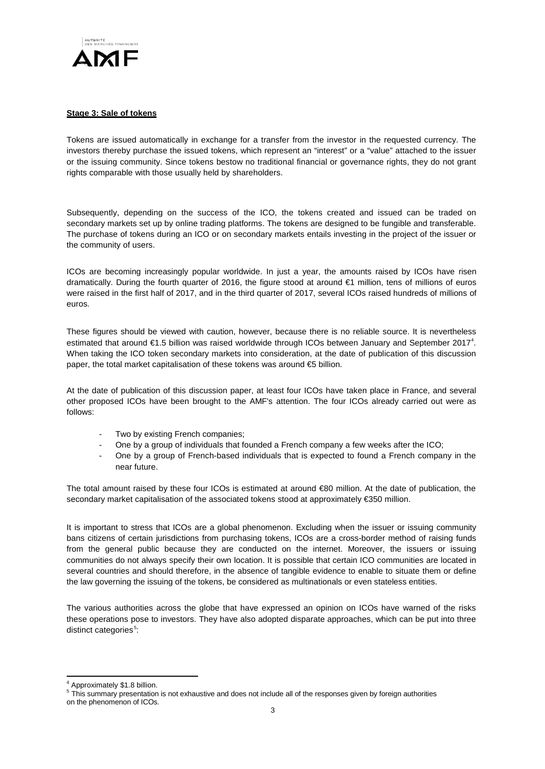**Stage 3: Sale of tokens**

Tokens are issued automatically in exchange for a transfer from the investor in the requested currency. The investors thereby purchase the issued tokens, which represent an "interest" or a "value" attached to the issuer or the issuing community. Since tokens bestow no traditional financial or governance rights, they do not grant rights comparable with those usually held by shareholders.

Subsequently, depending on the success of the ICO, the tokens created and issued can be traded on secondary markets set up by online trading platforms. The tokens are designed to be fungible and transferable. The purchase of tokens during an ICO or on secondary markets entails investing in the project of the issuer or the community of users.

ICOs are becoming increasingly popular worldwide. In just a year, the amounts raised by ICOs have risen dramatically. During the fourth quarter of 2016, the figure stood at around €1 million, tens of millions of euros were raised in the first half of 2017, and in the third quarter of 2017, several ICOs raised hundreds of millions of euros.

These figures should be viewed with caution, however, because there is no reliable source. It is nevertheless estimated that around €1.5 billion was raised worldwide through ICOs between January and September 2017[4]. When taking the ICO token secondary markets into consideration, at the date of publication of this discussion paper, the total market capitalisation of these tokens was around €5 billion.

At the date of publication of this discussion paper, at least four ICOs have taken place in France, and several other proposed ICOs have been brought to the AMF's attention. The four ICOs already carried out were as follows:

- Two by existing French companies;
- One by a group of individuals that founded a French company a few weeks after the ICO;
- One by a group of French-based individuals that is expected to found a French company in the near future.

The total amount raised by these four ICOs is estimated at around €80 million. At the date of publication, the secondary market capitalisation of the associated tokens stood at approximately €350 million.

It is important to stress that ICOs are a global phenomenon. Excluding when the issuer or issuing community bans citizens of certain jurisdictions from purchasing tokens, ICOs are a cross-border method of raising funds from the general public because they are conducted on the internet. Moreover, the issuers or issuing communities do not always specify their own location. It is possible that certain ICO communities are located in several countries and should therefore, in the absence of tangible evidence to enable to situate them or define the law governing the issuing of the tokens, be considered as multinationals or even stateless entities.

The various authorities across the globe that have expressed an opinion on ICOs have warned of the risks these operations pose to investors. They have also adopted disparate approaches, which can be put into three distinct categories[5]:

---

[4] Approximately $1.8 billion.

[5] This summary presentation is not exhaustive and does not include all of the responses given by foreign authorities on the phenomenon of ICOs.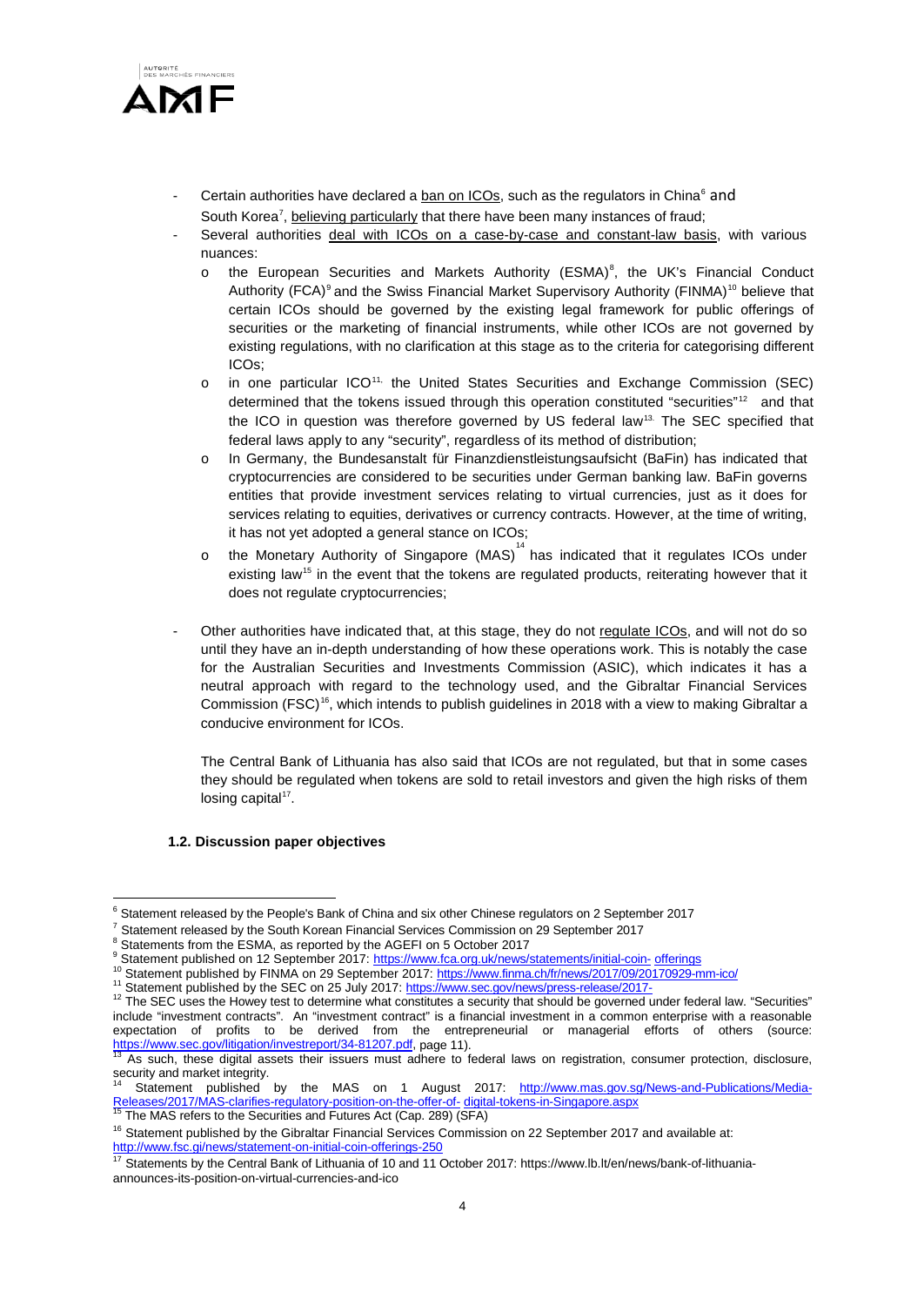- Certain authorities have declared a ban on ICOs, such as the regulators in China[6] and South Korea[7], believing particularly that there have been many instances of fraud;
- Several authorities deal with ICOs on a case-by-case and constant-law basis, with various nuances:
  - o the European Securities and Markets Authority (ESMA)[8], the UK's Financial Conduct Authority (FCA)[9] and the Swiss Financial Market Supervisory Authority (FINMA)[10] believe that certain ICOs should be governed by the existing legal framework for public offerings of securities or the marketing of financial instruments, while other ICOs are not governed by existing regulations, with no clarification at this stage as to the criteria for categorising different ICOs;
  - o in one particular ICO[11], the United States Securities and Exchange Commission (SEC) determined that the tokens issued through this operation constituted "securities"[12] and that the ICO in question was therefore governed by US federal law[13]. The SEC specified that federal laws apply to any "security", regardless of its method of distribution;
  - o In Germany, the Bundesanstalt für Finanzdienstleistungsaufsicht (BaFin) has indicated that cryptocurrencies are considered to be securities under German banking law. BaFin governs entities that provide investment services relating to virtual currencies, just as it does for services relating to equities, derivatives or currency contracts. However, at the time of writing, it has not yet adopted a general stance on ICOs;
  - o the Monetary Authority of Singapore (MAS)[14] has indicated that it regulates ICOs under existing law[15] in the event that the tokens are regulated products, reiterating however that it does not regulate cryptocurrencies;
- Other authorities have indicated that, at this stage, they do not regulate ICOs, and will not do so until they have an in-depth understanding of how these operations work. This is notably the case for the Australian Securities and Investments Commission (ASIC), which indicates it has a neutral approach with regard to the technology used, and the Gibraltar Financial Services Commission (FSC)[16], which intends to publish guidelines in 2018 with a view to making Gibraltar a conducive environment for ICOs.

  The Central Bank of Lithuania has also said that ICOs are not regulated, but that in some cases they should be regulated when tokens are sold to retail investors and given the high risks of them losing capital[17].

### 1.2. Discussion paper objectives

---

[6] Statement released by the People's Bank of China and six other Chinese regulators on 2 September 2017

[7] Statement released by the South Korean Financial Services Commission on 29 September 2017

[8] Statements from the ESMA, as reported by the AGEFI on 5 October 2017

[9] Statement published on 12 September 2017: https://www.fca.org.uk/news/statements/initial-coin- offerings

[10] Statement published by FINMA on 29 September 2017: https://www.finma.ch/fr/news/2017/09/20170929-mm-ico/

[11] Statement published by the SEC on 25 July 2017: https://www.sec.gov/news/press-release/2017-

[12] The SEC uses the Howey test to determine what constitutes a security that should be governed under federal law. "Securities" include "investment contracts". An "investment contract" is a financial investment in a common enterprise with a reasonable expectation of profits to be derived from the entrepreneurial or managerial efforts of others (source: https://www.sec.gov/litigation/investreport/34-81207.pdf, page 11).

[13] As such, these digital assets their issuers must adhere to federal laws on registration, consumer protection, disclosure, security and market integrity.

[14] Statement published by the MAS on 1 August 2017: http://www.mas.gov.sg/News-and-Publications/Media-Releases/2017/MAS-clarifies-regulatory-position-on-the-offer-of- digital-tokens-in-Singapore.aspx

[15] The MAS refers to the Securities and Futures Act (Cap. 289) (SFA)

[16] Statement published by the Gibraltar Financial Services Commission on 22 September 2017 and available at: http://www.fsc.gi/news/statement-on-initial-coin-offerings-250

[17] Statements by the Central Bank of Lithuania of 10 and 11 October 2017: https://www.lb.lt/en/news/bank-of-lithuania-announces-its-position-on-virtual-currencies-and-ico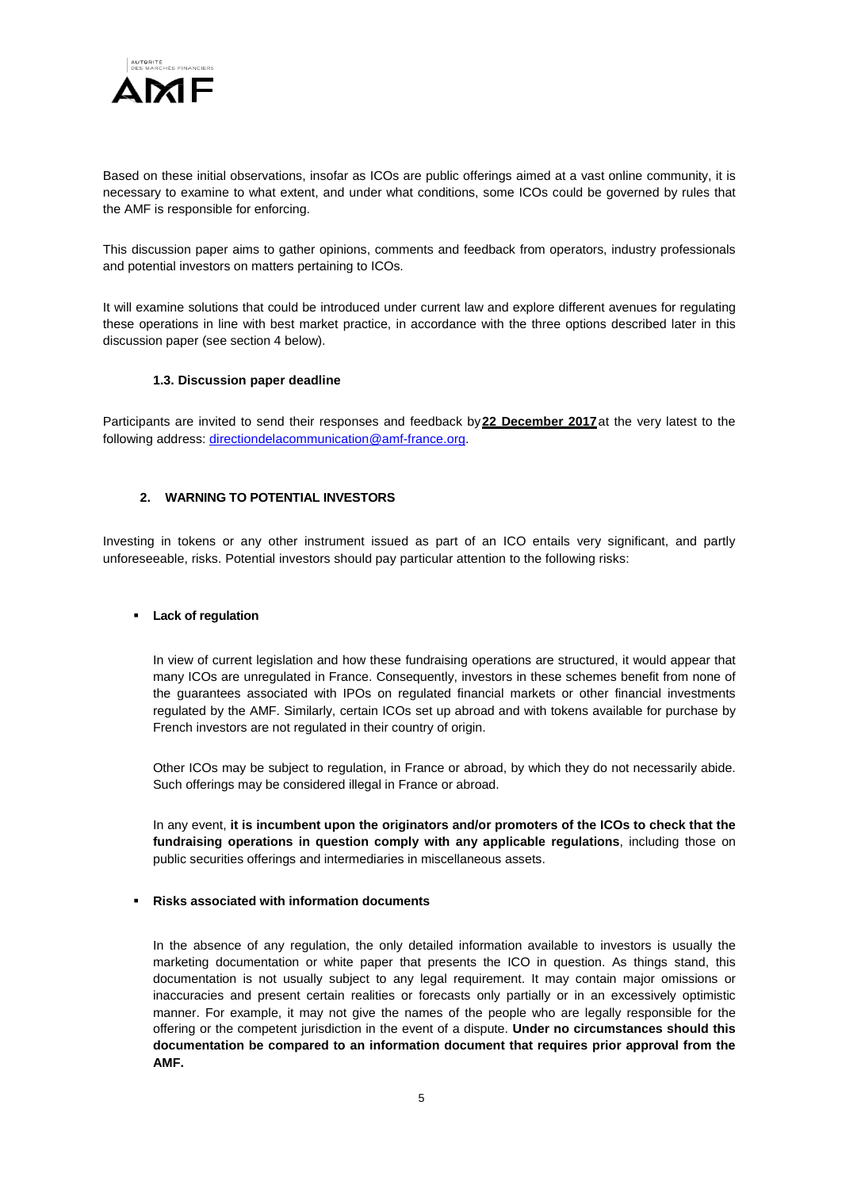Based on these initial observations, insofar as ICOs are public offerings aimed at a vast online community, it is necessary to examine to what extent, and under what conditions, some ICOs could be governed by rules that the AMF is responsible for enforcing.

This discussion paper aims to gather opinions, comments and feedback from operators, industry professionals and potential investors on matters pertaining to ICOs.

It will examine solutions that could be introduced under current law and explore different avenues for regulating these operations in line with best market practice, in accordance with the three options described later in this discussion paper (see section 4 below).

### 1.3. Discussion paper deadline

Participants are invited to send their responses and feedback by **22 December 2017** at the very latest to the following address: directiondelacommunication@amf-france.org.

## 2. WARNING TO POTENTIAL INVESTORS

Investing in tokens or any other instrument issued as part of an ICO entails very significant, and partly unforeseeable, risks. Potential investors should pay particular attention to the following risks:

- **Lack of regulation**

  In view of current legislation and how these fundraising operations are structured, it would appear that many ICOs are unregulated in France. Consequently, investors in these schemes benefit from none of the guarantees associated with IPOs on regulated financial markets or other financial investments regulated by the AMF. Similarly, certain ICOs set up abroad and with tokens available for purchase by French investors are not regulated in their country of origin.

  Other ICOs may be subject to regulation, in France or abroad, by which they do not necessarily abide. Such offerings may be considered illegal in France or abroad.

  In any event, **it is incumbent upon the originators and/or promoters of the ICOs to check that the fundraising operations in question comply with any applicable regulations**, including those on public securities offerings and intermediaries in miscellaneous assets.

- **Risks associated with information documents**

  In the absence of any regulation, the only detailed information available to investors is usually the marketing documentation or white paper that presents the ICO in question. As things stand, this documentation is not usually subject to any legal requirement. It may contain major omissions or inaccuracies and present certain realities or forecasts only partially or in an excessively optimistic manner. For example, it may not give the names of the people who are legally responsible for the offering or the competent jurisdiction in the event of a dispute. **Under no circumstances should this documentation be compared to an information document that requires prior approval from the AMF.**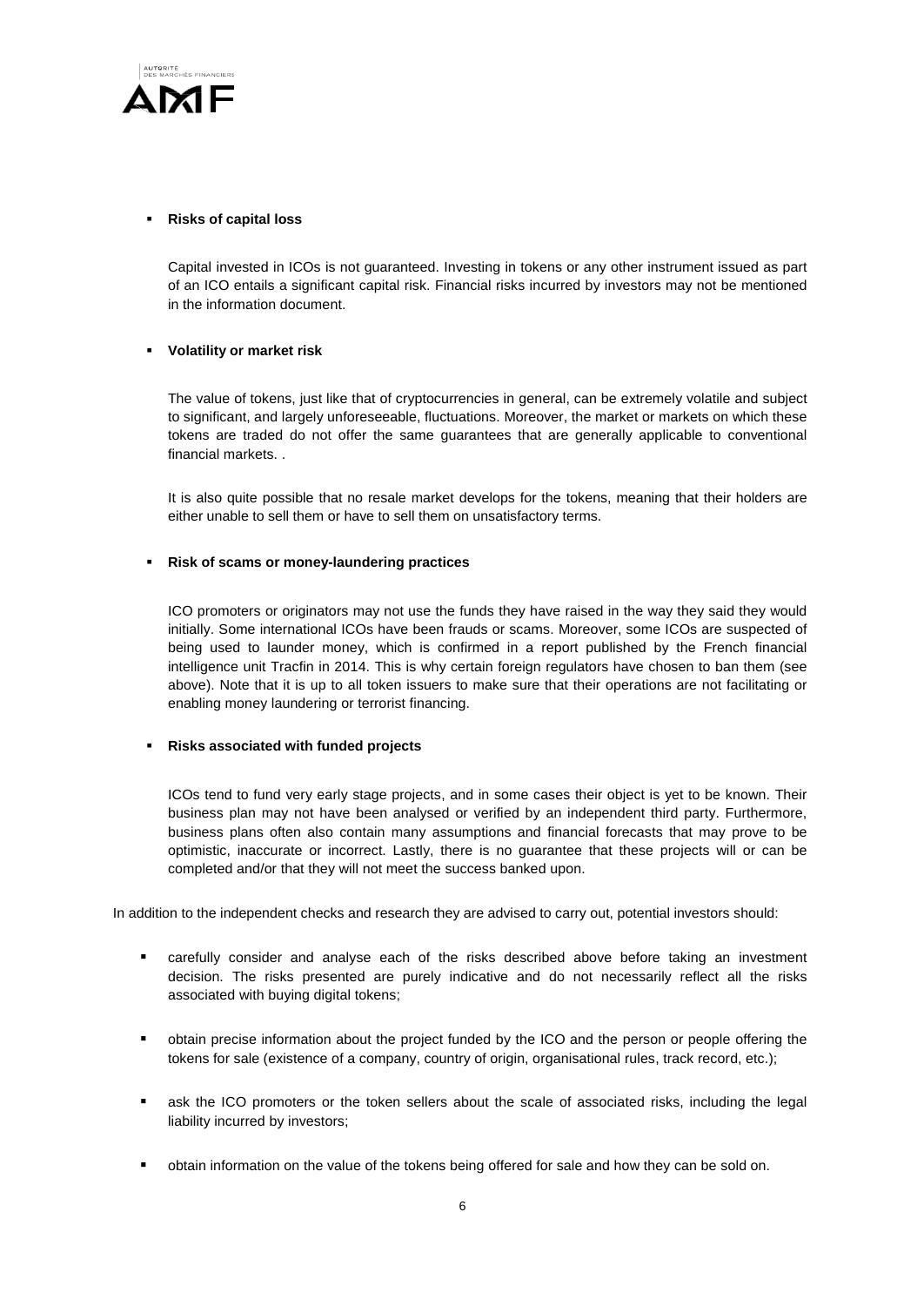- **Risks of capital loss**

  Capital invested in ICOs is not guaranteed. Investing in tokens or any other instrument issued as part of an ICO entails a significant capital risk. Financial risks incurred by investors may not be mentioned in the information document.

- **Volatility or market risk**

  The value of tokens, just like that of cryptocurrencies in general, can be extremely volatile and subject to significant, and largely unforeseeable, fluctuations. Moreover, the market or markets on which these tokens are traded do not offer the same guarantees that are generally applicable to conventional financial markets. .

  It is also quite possible that no resale market develops for the tokens, meaning that their holders are either unable to sell them or have to sell them on unsatisfactory terms.

- **Risk of scams or money-laundering practices**

  ICO promoters or originators may not use the funds they have raised in the way they said they would initially. Some international ICOs have been frauds or scams. Moreover, some ICOs are suspected of being used to launder money, which is confirmed in a report published by the French financial intelligence unit Tracfin in 2014. This is why certain foreign regulators have chosen to ban them (see above). Note that it is up to all token issuers to make sure that their operations are not facilitating or enabling money laundering or terrorist financing.

- **Risks associated with funded projects**

  ICOs tend to fund very early stage projects, and in some cases their object is yet to be known. Their business plan may not have been analysed or verified by an independent third party. Furthermore, business plans often also contain many assumptions and financial forecasts that may prove to be optimistic, inaccurate or incorrect. Lastly, there is no guarantee that these projects will or can be completed and/or that they will not meet the success banked upon.

In addition to the independent checks and research they are advised to carry out, potential investors should:

- carefully consider and analyse each of the risks described above before taking an investment decision. The risks presented are purely indicative and do not necessarily reflect all the risks associated with buying digital tokens;
- obtain precise information about the project funded by the ICO and the person or people offering the tokens for sale (existence of a company, country of origin, organisational rules, track record, etc.);
- ask the ICO promoters or the token sellers about the scale of associated risks, including the legal liability incurred by investors;
- obtain information on the value of the tokens being offered for sale and how they can be sold on.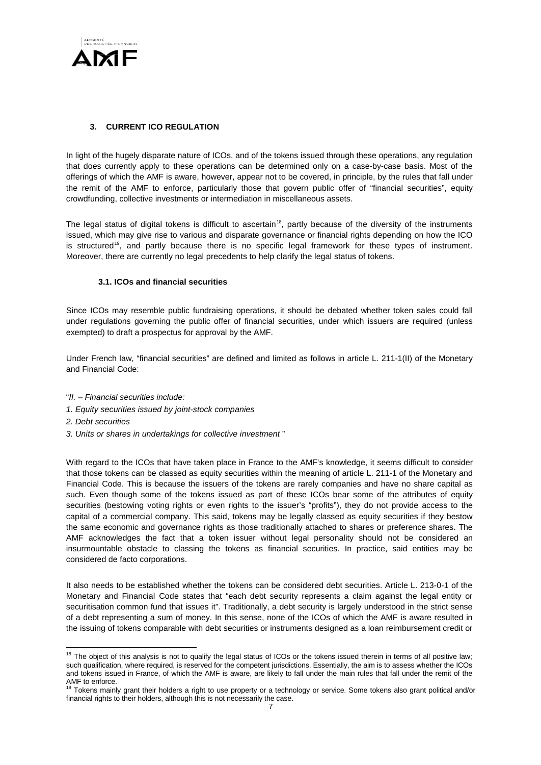### 3. CURRENT ICO REGULATION

In light of the hugely disparate nature of ICOs, and of the tokens issued through these operations, any regulation that does currently apply to these operations can be determined only on a case-by-case basis. Most of the offerings of which the AMF is aware, however, appear not to be covered, in principle, by the rules that fall under the remit of the AMF to enforce, particularly those that govern public offer of "financial securities", equity crowdfunding, collective investments or intermediation in miscellaneous assets.

The legal status of digital tokens is difficult to ascertain[18], partly because of the diversity of the instruments issued, which may give rise to various and disparate governance or financial rights depending on how the ICO is structured[19], and partly because there is no specific legal framework for these types of instrument. Moreover, there are currently no legal precedents to help clarify the legal status of tokens.

#### 3.1. ICOs and financial securities

Since ICOs may resemble public fundraising operations, it should be debated whether token sales could fall under regulations governing the public offer of financial securities, under which issuers are required (unless exempted) to draft a prospectus for approval by the AMF.

Under French law, "financial securities" are defined and limited as follows in article L. 211-1(II) of the Monetary and Financial Code:

"*II. – Financial securities include:*
*1. Equity securities issued by joint-stock companies*
*2. Debt securities*
*3. Units or shares in undertakings for collective investment* "

With regard to the ICOs that have taken place in France to the AMF's knowledge, it seems difficult to consider that those tokens can be classed as equity securities within the meaning of article L. 211-1 of the Monetary and Financial Code. This is because the issuers of the tokens are rarely companies and have no share capital as such. Even though some of the tokens issued as part of these ICOs bear some of the attributes of equity securities (bestowing voting rights or even rights to the issuer's "profits"), they do not provide access to the capital of a commercial company. This said, tokens may be legally classed as equity securities if they bestow the same economic and governance rights as those traditionally attached to shares or preference shares. The AMF acknowledges the fact that a token issuer without legal personality should not be considered an insurmountable obstacle to classing the tokens as financial securities. In practice, said entities may be considered de facto corporations.

It also needs to be established whether the tokens can be considered debt securities. Article L. 213-0-1 of the Monetary and Financial Code states that "each debt security represents a claim against the legal entity or securitisation common fund that issues it". Traditionally, a debt security is largely understood in the strict sense of a debt representing a sum of money. In this sense, none of the ICOs of which the AMF is aware resulted in the issuing of tokens comparable with debt securities or instruments designed as a loan reimbursement credit or

---

[18] The object of this analysis is not to qualify the legal status of ICOs or the tokens issued therein in terms of all positive law; such qualification, where required, is reserved for the competent jurisdictions. Essentially, the aim is to assess whether the ICOs and tokens issued in France, of which the AMF is aware, are likely to fall under the main rules that fall under the remit of the AMF to enforce.

[19] Tokens mainly grant their holders a right to use property or a technology or service. Some tokens also grant political and/or financial rights to their holders, although this is not necessarily the case.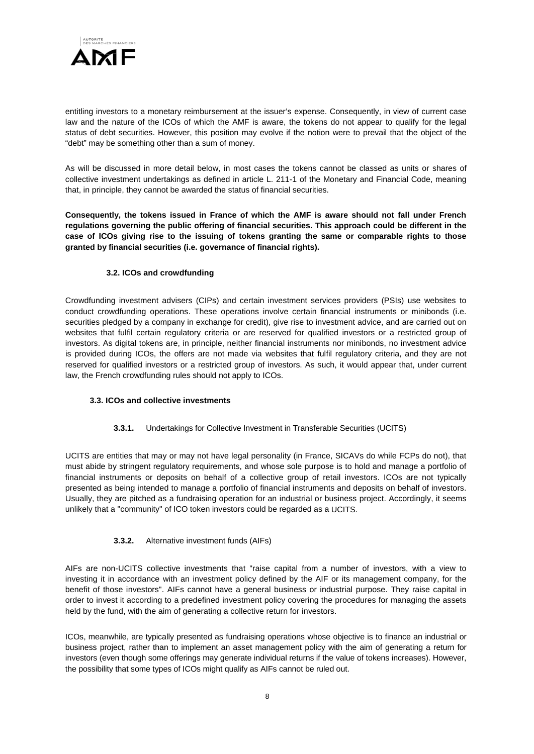entitling investors to a monetary reimbursement at the issuer's expense. Consequently, in view of current case law and the nature of the ICOs of which the AMF is aware, the tokens do not appear to qualify for the legal status of debt securities. However, this position may evolve if the notion were to prevail that the object of the "debt" may be something other than a sum of money.

As will be discussed in more detail below, in most cases the tokens cannot be classed as units or shares of collective investment undertakings as defined in article L. 211-1 of the Monetary and Financial Code, meaning that, in principle, they cannot be awarded the status of financial securities.

**Consequently, the tokens issued in France of which the AMF is aware should not fall under French regulations governing the public offering of financial securities. This approach could be different in the case of ICOs giving rise to the issuing of tokens granting the same or comparable rights to those granted by financial securities (i.e. governance of financial rights).**

### 3.2. ICOs and crowdfunding

Crowdfunding investment advisers (CIPs) and certain investment services providers (PSIs) use websites to conduct crowdfunding operations. These operations involve certain financial instruments or minibonds (i.e. securities pledged by a company in exchange for credit), give rise to investment advice, and are carried out on websites that fulfil certain regulatory criteria or are reserved for qualified investors or a restricted group of investors. As digital tokens are, in principle, neither financial instruments nor minibonds, no investment advice is provided during ICOs, the offers are not made via websites that fulfil regulatory criteria, and they are not reserved for qualified investors or a restricted group of investors. As such, it would appear that, under current law, the French crowdfunding rules should not apply to ICOs.

### 3.3. ICOs and collective investments

#### **3.3.1.** Undertakings for Collective Investment in Transferable Securities (UCITS)

UCITS are entities that may or may not have legal personality (in France, SICAVs do while FCPs do not), that must abide by stringent regulatory requirements, and whose sole purpose is to hold and manage a portfolio of financial instruments or deposits on behalf of a collective group of retail investors. ICOs are not typically presented as being intended to manage a portfolio of financial instruments and deposits on behalf of investors. Usually, they are pitched as a fundraising operation for an industrial or business project. Accordingly, it seems unlikely that a "community" of ICO token investors could be regarded as a UCITS.

#### **3.3.2.** Alternative investment funds (AIFs)

AIFs are non-UCITS collective investments that "raise capital from a number of investors, with a view to investing it in accordance with an investment policy defined by the AIF or its management company, for the benefit of those investors". AIFs cannot have a general business or industrial purpose. They raise capital in order to invest it according to a predefined investment policy covering the procedures for managing the assets held by the fund, with the aim of generating a collective return for investors.

ICOs, meanwhile, are typically presented as fundraising operations whose objective is to finance an industrial or business project, rather than to implement an asset management policy with the aim of generating a return for investors (even though some offerings may generate individual returns if the value of tokens increases). However, the possibility that some types of ICOs might qualify as AIFs cannot be ruled out.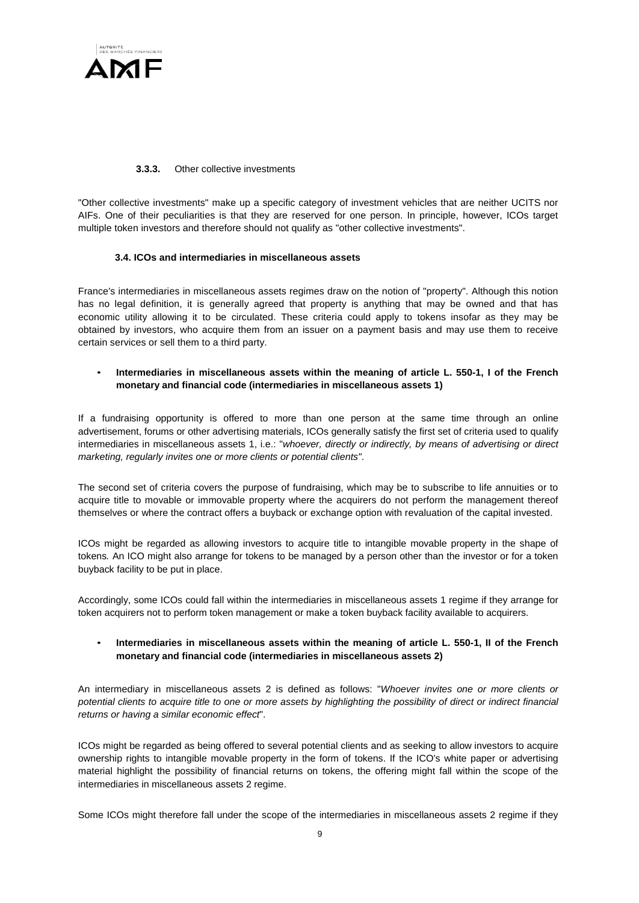#### 3.3.3. Other collective investments

"Other collective investments" make up a specific category of investment vehicles that are neither UCITS nor AIFs. One of their peculiarities is that they are reserved for one person. In principle, however, ICOs target multiple token investors and therefore should not qualify as "other collective investments".

### 3.4. ICOs and intermediaries in miscellaneous assets

France's intermediaries in miscellaneous assets regimes draw on the notion of "property". Although this notion has no legal definition, it is generally agreed that property is anything that may be owned and that has economic utility allowing it to be circulated. These criteria could apply to tokens insofar as they may be obtained by investors, who acquire them from an issuer on a payment basis and may use them to receive certain services or sell them to a third party.

- **Intermediaries in miscellaneous assets within the meaning of article L. 550-1, I of the French monetary and financial code (intermediaries in miscellaneous assets 1)**

If a fundraising opportunity is offered to more than one person at the same time through an online advertisement, forums or other advertising materials, ICOs generally satisfy the first set of criteria used to qualify intermediaries in miscellaneous assets 1, i.e.: "*whoever, directly or indirectly, by means of advertising or direct marketing, regularly invites one or more clients or potential clients"*.

The second set of criteria covers the purpose of fundraising, which may be to subscribe to life annuities or to acquire title to movable or immovable property where the acquirers do not perform the management thereof themselves or where the contract offers a buyback or exchange option with revaluation of the capital invested.

ICOs might be regarded as allowing investors to acquire title to intangible movable property in the shape of tokens*.* An ICO might also arrange for tokens to be managed by a person other than the investor or for a token buyback facility to be put in place.

Accordingly, some ICOs could fall within the intermediaries in miscellaneous assets 1 regime if they arrange for token acquirers not to perform token management or make a token buyback facility available to acquirers.

- **Intermediaries in miscellaneous assets within the meaning of article L. 550-1, II of the French monetary and financial code (intermediaries in miscellaneous assets 2)**

An intermediary in miscellaneous assets 2 is defined as follows: "*Whoever invites one or more clients or potential clients to acquire title to one or more assets by highlighting the possibility of direct or indirect financial returns or having a similar economic effect*".

ICOs might be regarded as being offered to several potential clients and as seeking to allow investors to acquire ownership rights to intangible movable property in the form of tokens. If the ICO's white paper or advertising material highlight the possibility of financial returns on tokens, the offering might fall within the scope of the intermediaries in miscellaneous assets 2 regime.

Some ICOs might therefore fall under the scope of the intermediaries in miscellaneous assets 2 regime if they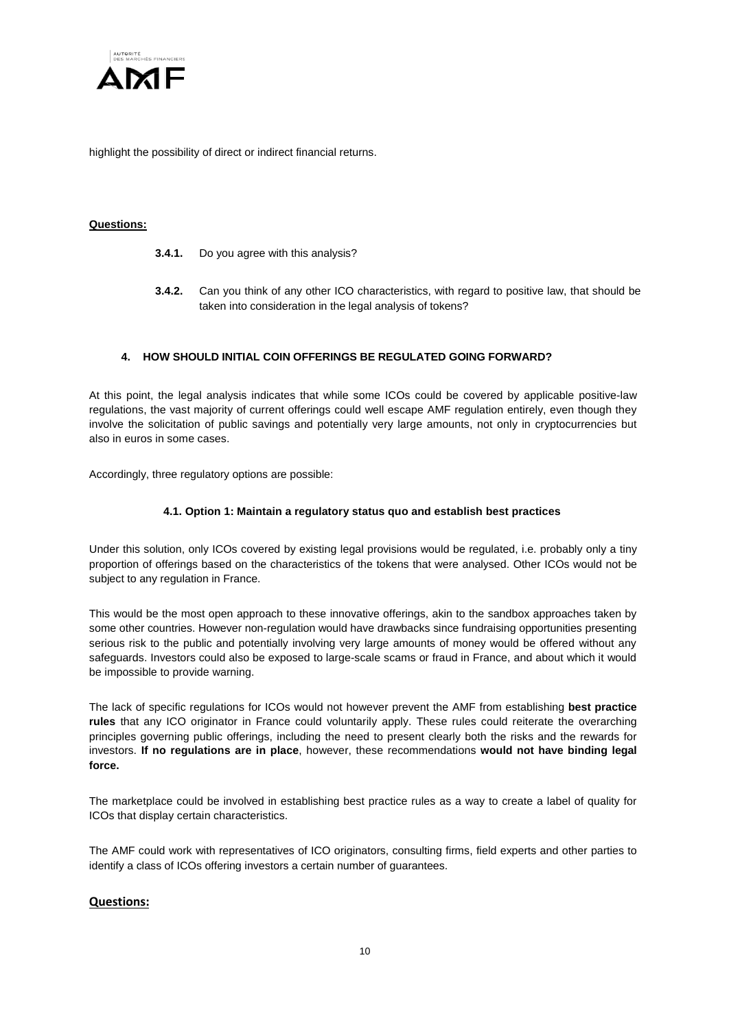highlight the possibility of direct or indirect financial returns.

**Questions:**

- **3.4.1.** Do you agree with this analysis?
- **3.4.2.** Can you think of any other ICO characteristics, with regard to positive law, that should be taken into consideration in the legal analysis of tokens?

## 4. HOW SHOULD INITIAL COIN OFFERINGS BE REGULATED GOING FORWARD?

At this point, the legal analysis indicates that while some ICOs could be covered by applicable positive-law regulations, the vast majority of current offerings could well escape AMF regulation entirely, even though they involve the solicitation of public savings and potentially very large amounts, not only in cryptocurrencies but also in euros in some cases.

Accordingly, three regulatory options are possible:

### 4.1. Option 1: Maintain a regulatory status quo and establish best practices

Under this solution, only ICOs covered by existing legal provisions would be regulated, i.e. probably only a tiny proportion of offerings based on the characteristics of the tokens that were analysed. Other ICOs would not be subject to any regulation in France.

This would be the most open approach to these innovative offerings, akin to the sandbox approaches taken by some other countries. However non-regulation would have drawbacks since fundraising opportunities presenting serious risk to the public and potentially involving very large amounts of money would be offered without any safeguards. Investors could also be exposed to large-scale scams or fraud in France, and about which it would be impossible to provide warning.

The lack of specific regulations for ICOs would not however prevent the AMF from establishing **best practice rules** that any ICO originator in France could voluntarily apply. These rules could reiterate the overarching principles governing public offerings, including the need to present clearly both the risks and the rewards for investors. **If no regulations are in place**, however, these recommendations **would not have binding legal force.**

The marketplace could be involved in establishing best practice rules as a way to create a label of quality for ICOs that display certain characteristics.

The AMF could work with representatives of ICO originators, consulting firms, field experts and other parties to identify a class of ICOs offering investors a certain number of guarantees.

**Questions:**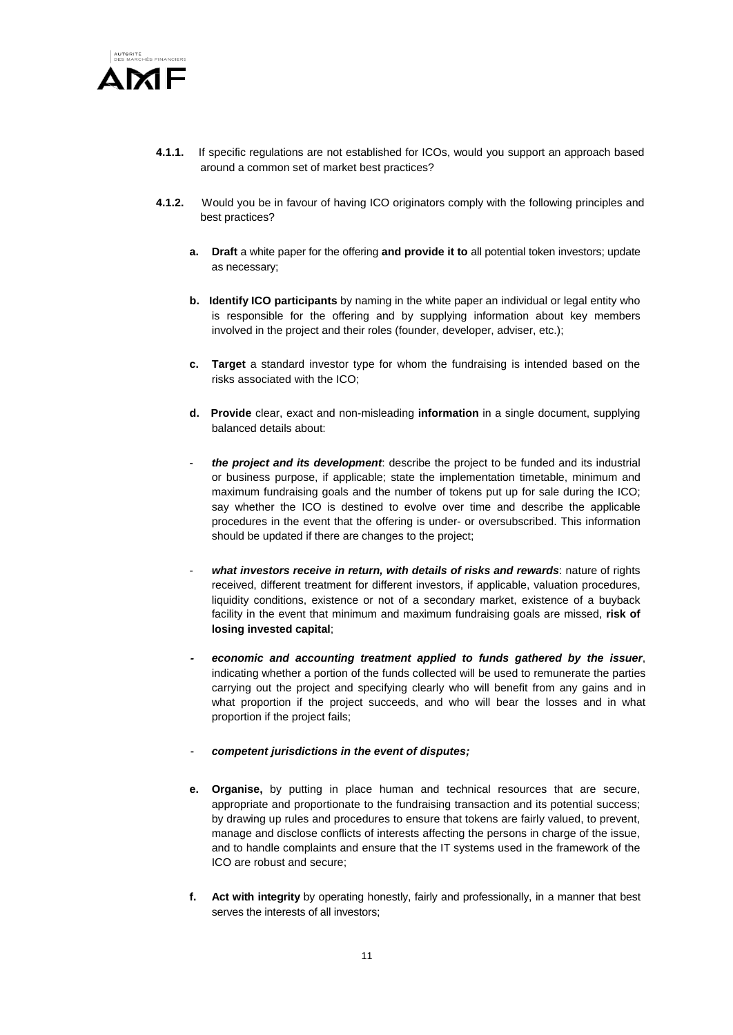**4.1.1.** If specific regulations are not established for ICOs, would you support an approach based around a common set of market best practices?

**4.1.2.** Would you be in favour of having ICO originators comply with the following principles and best practices?

**a. Draft** a white paper for the offering **and provide it to** all potential token investors; update as necessary;

**b. Identify ICO participants** by naming in the white paper an individual or legal entity who is responsible for the offering and by supplying information about key members involved in the project and their roles (founder, developer, adviser, etc.);

**c. Target** a standard investor type for whom the fundraising is intended based on the risks associated with the ICO;

**d. Provide** clear, exact and non-misleading **information** in a single document, supplying balanced details about:

- ***the project and its development***: describe the project to be funded and its industrial or business purpose, if applicable; state the implementation timetable, minimum and maximum fundraising goals and the number of tokens put up for sale during the ICO; say whether the ICO is destined to evolve over time and describe the applicable procedures in the event that the offering is under- or oversubscribed. This information should be updated if there are changes to the project;

- ***what investors receive in return, with details of risks and rewards***: nature of rights received, different treatment for different investors, if applicable, valuation procedures, liquidity conditions, existence or not of a secondary market, existence of a buyback facility in the event that minimum and maximum fundraising goals are missed, **risk of losing invested capital**;

- ***economic and accounting treatment applied to funds gathered by the issuer***, indicating whether a portion of the funds collected will be used to remunerate the parties carrying out the project and specifying clearly who will benefit from any gains and in what proportion if the project succeeds, and who will bear the losses and in what proportion if the project fails;

- ***competent jurisdictions in the event of disputes;***

**e. Organise,** by putting in place human and technical resources that are secure, appropriate and proportionate to the fundraising transaction and its potential success; by drawing up rules and procedures to ensure that tokens are fairly valued, to prevent, manage and disclose conflicts of interests affecting the persons in charge of the issue, and to handle complaints and ensure that the IT systems used in the framework of the ICO are robust and secure;

**f. Act with integrity** by operating honestly, fairly and professionally, in a manner that best serves the interests of all investors;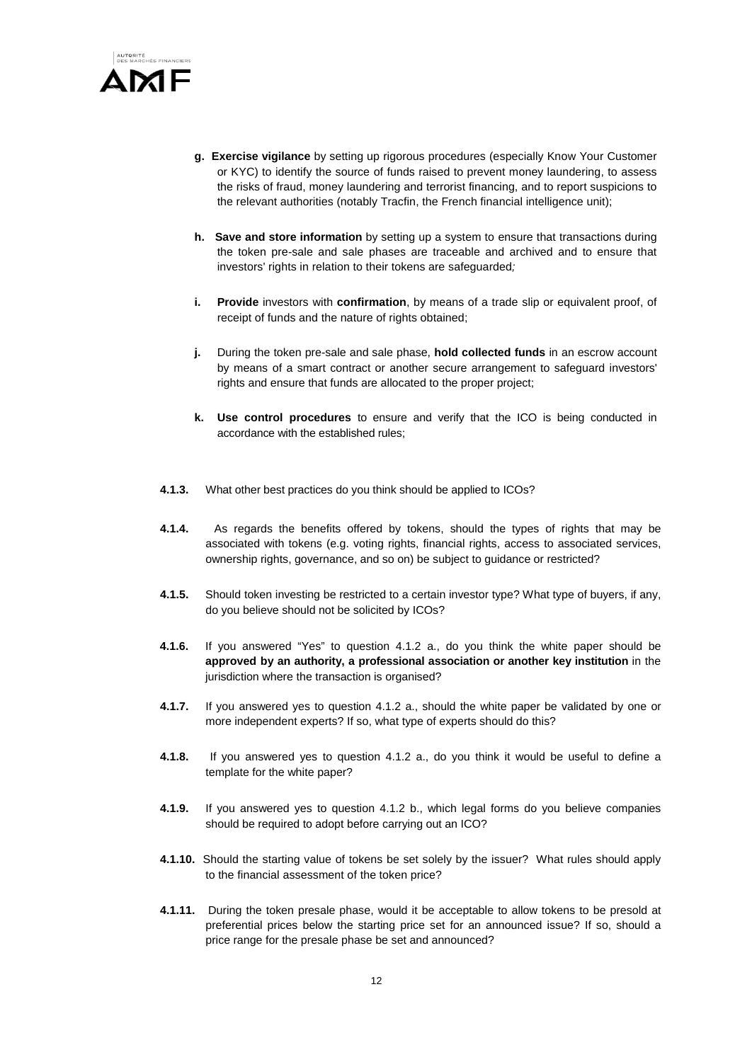g. **Exercise vigilance** by setting up rigorous procedures (especially Know Your Customer or KYC) to identify the source of funds raised to prevent money laundering, to assess the risks of fraud, money laundering and terrorist financing, and to report suspicions to the relevant authorities (notably Tracfin, the French financial intelligence unit);

h. **Save and store information** by setting up a system to ensure that transactions during the token pre-sale and sale phases are traceable and archived and to ensure that investors' rights in relation to their tokens are safeguarded*;*

i. **Provide** investors with **confirmation**, by means of a trade slip or equivalent proof, of receipt of funds and the nature of rights obtained;

j. During the token pre-sale and sale phase, **hold collected funds** in an escrow account by means of a smart contract or another secure arrangement to safeguard investors' rights and ensure that funds are allocated to the proper project;

k. **Use control procedures** to ensure and verify that the ICO is being conducted in accordance with the established rules;

**4.1.3.** What other best practices do you think should be applied to ICOs?

**4.1.4.** As regards the benefits offered by tokens, should the types of rights that may be associated with tokens (e.g. voting rights, financial rights, access to associated services, ownership rights, governance, and so on) be subject to guidance or restricted?

**4.1.5.** Should token investing be restricted to a certain investor type? What type of buyers, if any, do you believe should not be solicited by ICOs?

**4.1.6.** If you answered "Yes" to question 4.1.2 a., do you think the white paper should be **approved by an authority, a professional association or another key institution** in the jurisdiction where the transaction is organised?

**4.1.7.** If you answered yes to question 4.1.2 a., should the white paper be validated by one or more independent experts? If so, what type of experts should do this?

**4.1.8.** If you answered yes to question 4.1.2 a., do you think it would be useful to define a template for the white paper?

**4.1.9.** If you answered yes to question 4.1.2 b., which legal forms do you believe companies should be required to adopt before carrying out an ICO?

**4.1.10.** Should the starting value of tokens be set solely by the issuer? What rules should apply to the financial assessment of the token price?

**4.1.11.** During the token presale phase, would it be acceptable to allow tokens to be presold at preferential prices below the starting price set for an announced issue? If so, should a price range for the presale phase be set and announced?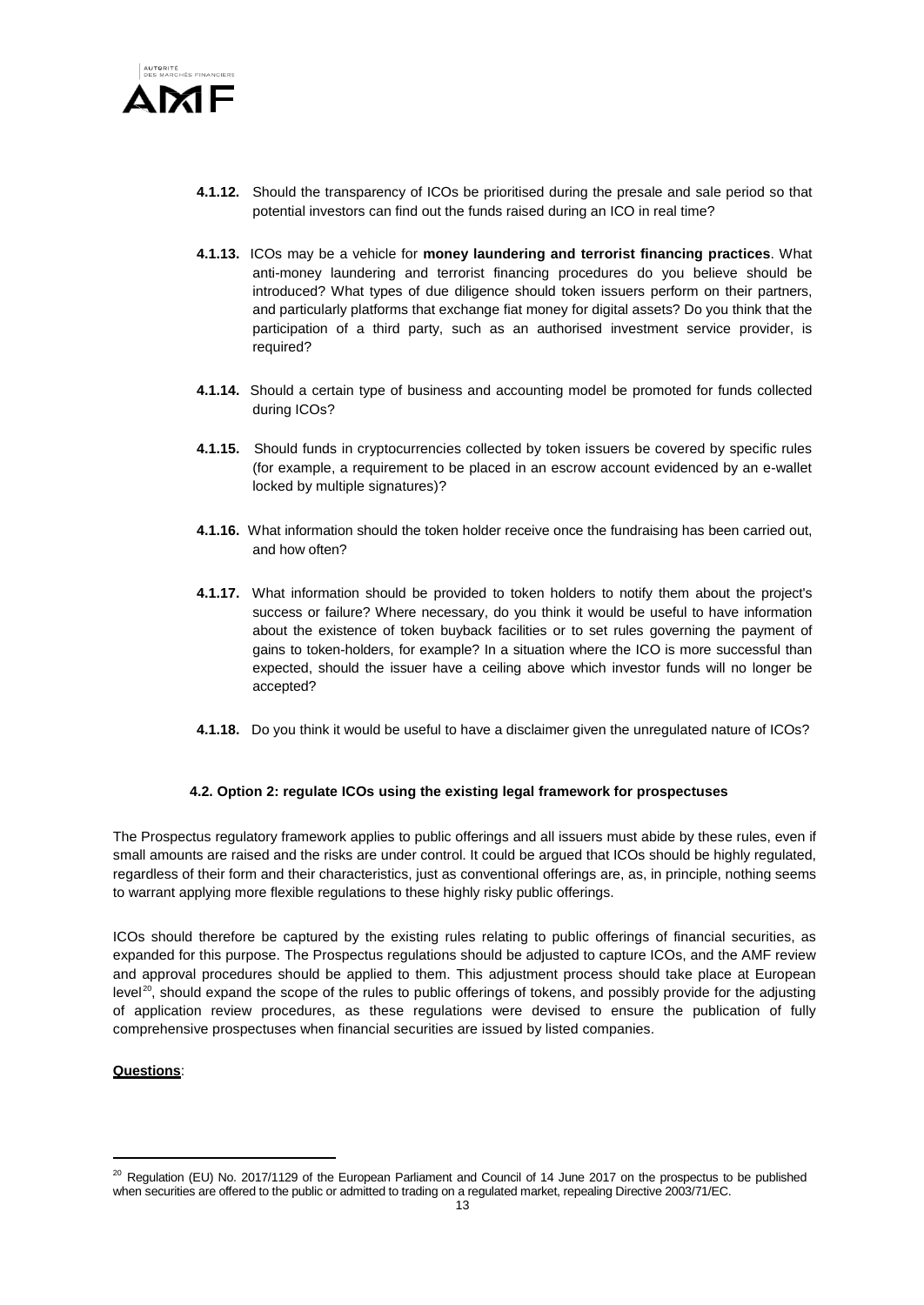**4.1.12.** Should the transparency of ICOs be prioritised during the presale and sale period so that potential investors can find out the funds raised during an ICO in real time?

**4.1.13.** ICOs may be a vehicle for **money laundering and terrorist financing practices**. What anti-money laundering and terrorist financing procedures do you believe should be introduced? What types of due diligence should token issuers perform on their partners, and particularly platforms that exchange fiat money for digital assets? Do you think that the participation of a third party, such as an authorised investment service provider, is required?

**4.1.14.** Should a certain type of business and accounting model be promoted for funds collected during ICOs?

**4.1.15.** Should funds in cryptocurrencies collected by token issuers be covered by specific rules (for example, a requirement to be placed in an escrow account evidenced by an e-wallet locked by multiple signatures)?

**4.1.16.** What information should the token holder receive once the fundraising has been carried out, and how often?

**4.1.17.** What information should be provided to token holders to notify them about the project's success or failure? Where necessary, do you think it would be useful to have information about the existence of token buyback facilities or to set rules governing the payment of gains to token-holders, for example? In a situation where the ICO is more successful than expected, should the issuer have a ceiling above which investor funds will no longer be accepted?

**4.1.18.** Do you think it would be useful to have a disclaimer given the unregulated nature of ICOs?

### 4.2. Option 2: regulate ICOs using the existing legal framework for prospectuses

The Prospectus regulatory framework applies to public offerings and all issuers must abide by these rules, even if small amounts are raised and the risks are under control. It could be argued that ICOs should be highly regulated, regardless of their form and their characteristics, just as conventional offerings are, as, in principle, nothing seems to warrant applying more flexible regulations to these highly risky public offerings.

ICOs should therefore be captured by the existing rules relating to public offerings of financial securities, as expanded for this purpose. The Prospectus regulations should be adjusted to capture ICOs, and the AMF review and approval procedures should be applied to them. This adjustment process should take place at European level[20], should expand the scope of the rules to public offerings of tokens, and possibly provide for the adjusting of application review procedures, as these regulations were devised to ensure the publication of fully comprehensive prospectuses when financial securities are issued by listed companies.

**<u>Questions</u>**:

[20] Regulation (EU) No. 2017/1129 of the European Parliament and Council of 14 June 2017 on the prospectus to be published when securities are offered to the public or admitted to trading on a regulated market, repealing Directive 2003/71/EC.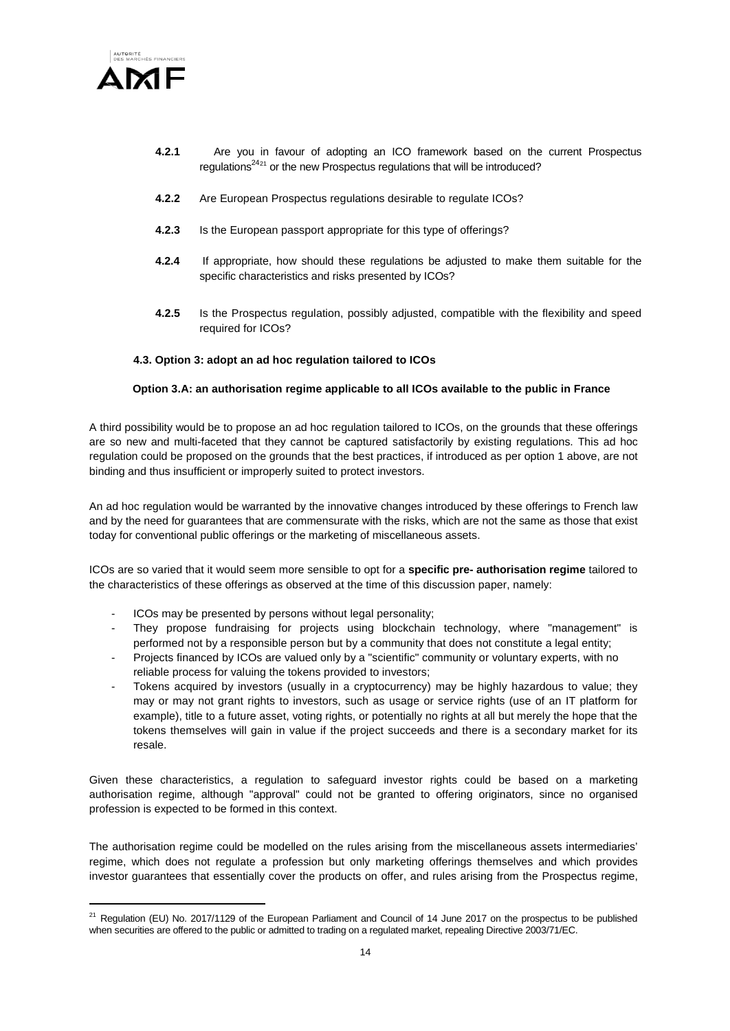**4.2.1** Are you in favour of adopting an ICO framework based on the current Prospectus regulations[24][21] or the new Prospectus regulations that will be introduced?

**4.2.2** Are European Prospectus regulations desirable to regulate ICOs?

**4.2.3** Is the European passport appropriate for this type of offerings?

**4.2.4** If appropriate, how should these regulations be adjusted to make them suitable for the specific characteristics and risks presented by ICOs?

**4.2.5** Is the Prospectus regulation, possibly adjusted, compatible with the flexibility and speed required for ICOs?

### 4.3. Option 3: adopt an ad hoc regulation tailored to ICOs

#### Option 3.A: an authorisation regime applicable to all ICOs available to the public in France

A third possibility would be to propose an ad hoc regulation tailored to ICOs, on the grounds that these offerings are so new and multi-faceted that they cannot be captured satisfactorily by existing regulations. This ad hoc regulation could be proposed on the grounds that the best practices, if introduced as per option 1 above, are not binding and thus insufficient or improperly suited to protect investors.

An ad hoc regulation would be warranted by the innovative changes introduced by these offerings to French law and by the need for guarantees that are commensurate with the risks, which are not the same as those that exist today for conventional public offerings or the marketing of miscellaneous assets.

ICOs are so varied that it would seem more sensible to opt for a **specific pre- authorisation regime** tailored to the characteristics of these offerings as observed at the time of this discussion paper, namely:

- ICOs may be presented by persons without legal personality;
- They propose fundraising for projects using blockchain technology, where "management" is performed not by a responsible person but by a community that does not constitute a legal entity;
- Projects financed by ICOs are valued only by a "scientific" community or voluntary experts, with no reliable process for valuing the tokens provided to investors;
- Tokens acquired by investors (usually in a cryptocurrency) may be highly hazardous to value; they may or may not grant rights to investors, such as usage or service rights (use of an IT platform for example), title to a future asset, voting rights, or potentially no rights at all but merely the hope that the tokens themselves will gain in value if the project succeeds and there is a secondary market for its resale.

Given these characteristics, a regulation to safeguard investor rights could be based on a marketing authorisation regime, although "approval" could not be granted to offering originators, since no organised profession is expected to be formed in this context.

The authorisation regime could be modelled on the rules arising from the miscellaneous assets intermediaries' regime, which does not regulate a profession but only marketing offerings themselves and which provides investor guarantees that essentially cover the products on offer, and rules arising from the Prospectus regime,

---

[21] Regulation (EU) No. 2017/1129 of the European Parliament and Council of 14 June 2017 on the prospectus to be published when securities are offered to the public or admitted to trading on a regulated market, repealing Directive 2003/71/EC.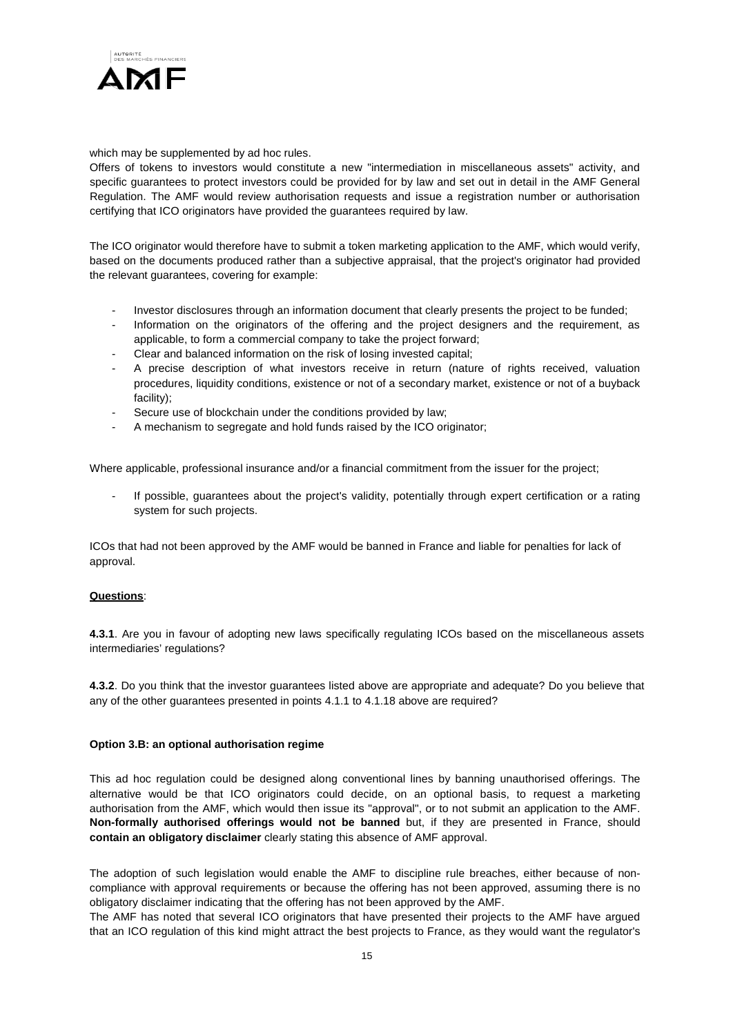which may be supplemented by ad hoc rules.
Offers of tokens to investors would constitute a new "intermediation in miscellaneous assets" activity, and specific guarantees to protect investors could be provided for by law and set out in detail in the AMF General Regulation. The AMF would review authorisation requests and issue a registration number or authorisation certifying that ICO originators have provided the guarantees required by law.

The ICO originator would therefore have to submit a token marketing application to the AMF, which would verify, based on the documents produced rather than a subjective appraisal, that the project's originator had provided the relevant guarantees, covering for example:

- Investor disclosures through an information document that clearly presents the project to be funded;
- Information on the originators of the offering and the project designers and the requirement, as applicable, to form a commercial company to take the project forward;
- Clear and balanced information on the risk of losing invested capital;
- A precise description of what investors receive in return (nature of rights received, valuation procedures, liquidity conditions, existence or not of a secondary market, existence or not of a buyback facility);
- Secure use of blockchain under the conditions provided by law;
- A mechanism to segregate and hold funds raised by the ICO originator;

Where applicable, professional insurance and/or a financial commitment from the issuer for the project;

- If possible, guarantees about the project's validity, potentially through expert certification or a rating system for such projects.

ICOs that had not been approved by the AMF would be banned in France and liable for penalties for lack of approval.

**Questions**:

**4.3.1**. Are you in favour of adopting new laws specifically regulating ICOs based on the miscellaneous assets intermediaries' regulations?

**4.3.2**. Do you think that the investor guarantees listed above are appropriate and adequate? Do you believe that any of the other guarantees presented in points 4.1.1 to 4.1.18 above are required?

**Option 3.B: an optional authorisation regime**

This ad hoc regulation could be designed along conventional lines by banning unauthorised offerings. The alternative would be that ICO originators could decide, on an optional basis, to request a marketing authorisation from the AMF, which would then issue its "approval", or to not submit an application to the AMF. **Non-formally authorised offerings would not be banned** but, if they are presented in France, should **contain an obligatory disclaimer** clearly stating this absence of AMF approval.

The adoption of such legislation would enable the AMF to discipline rule breaches, either because of non-compliance with approval requirements or because the offering has not been approved, assuming there is no obligatory disclaimer indicating that the offering has not been approved by the AMF.
The AMF has noted that several ICO originators that have presented their projects to the AMF have argued that an ICO regulation of this kind might attract the best projects to France, as they would want the regulator's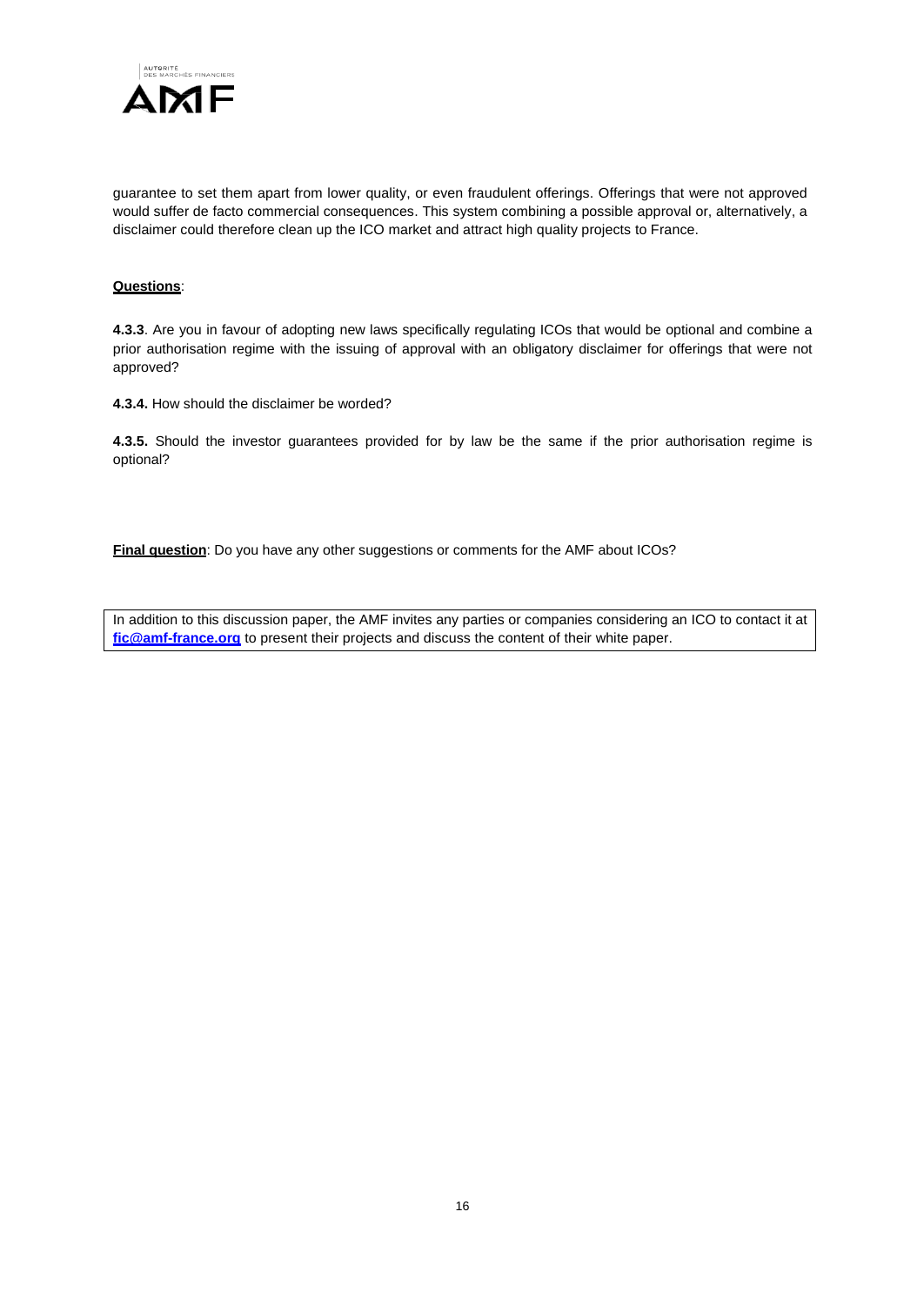guarantee to set them apart from lower quality, or even fraudulent offerings. Offerings that were not approved would suffer de facto commercial consequences. This system combining a possible approval or, alternatively, a disclaimer could therefore clean up the ICO market and attract high quality projects to France.

**Questions**:

**4.3.3**. Are you in favour of adopting new laws specifically regulating ICOs that would be optional and combine a prior authorisation regime with the issuing of approval with an obligatory disclaimer for offerings that were not approved?

**4.3.4.** How should the disclaimer be worded?

**4.3.5.** Should the investor guarantees provided for by law be the same if the prior authorisation regime is optional?

**Final question**: Do you have any other suggestions or comments for the AMF about ICOs?

In addition to this discussion paper, the AMF invites any parties or companies considering an ICO to contact it at **fic@amf-france.org** to present their projects and discuss the content of their white paper.